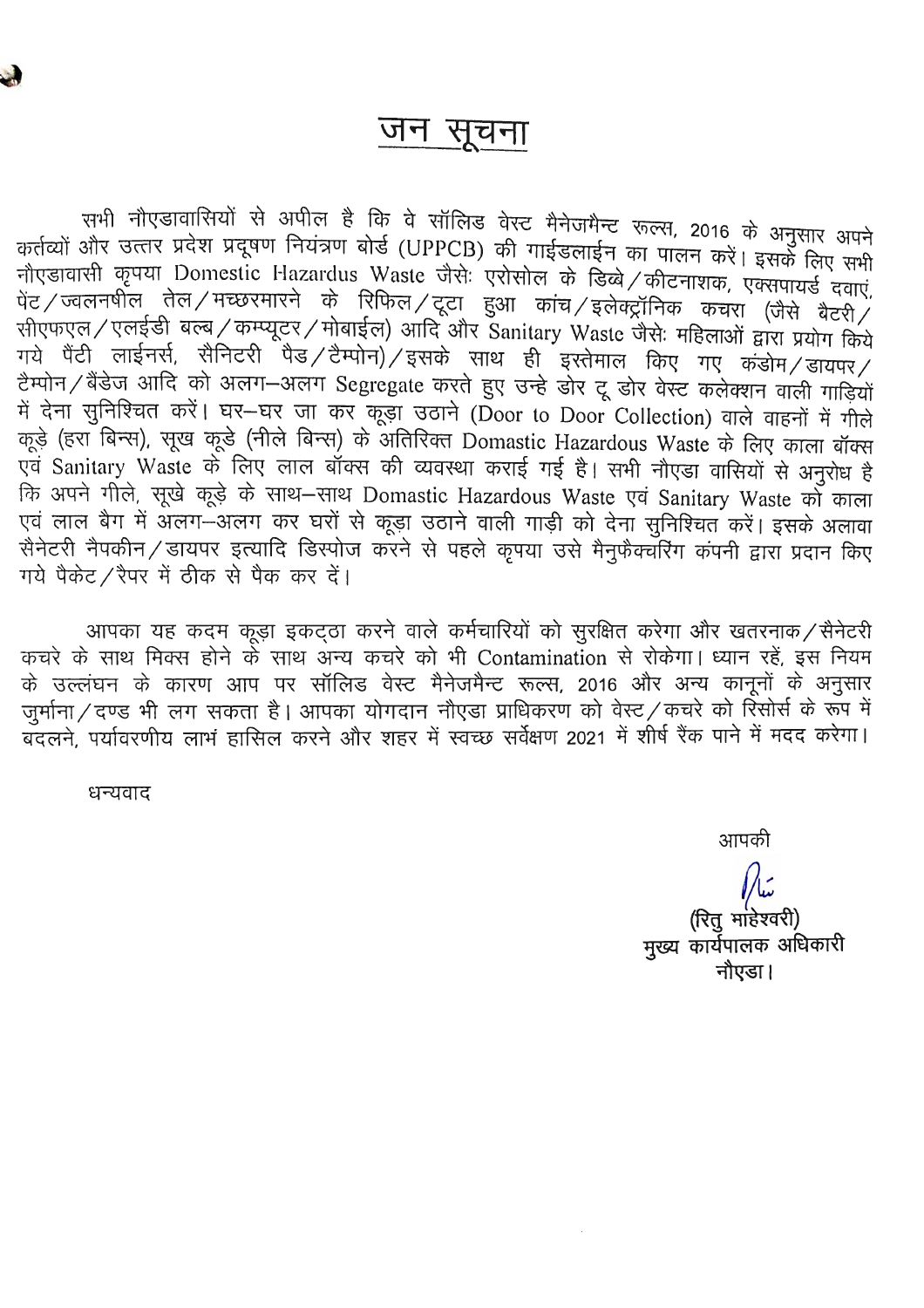# जन सूचना

सभी नौएडावासियों से अपील है कि वे सॉलिड वेस्ट मैनेजमैन्ट रूल्स, 2016 के अनुसार अपने कर्तव्यों और उत्तर प्रदेश प्रदूषण नियंत्रण बोर्ड (UPPCB) की गाईडलाईन का पालन करें। इसके लिए सभी नौएडावासी कृपया Domestic Hazardus Waste जैसेः एरोसोल के डिब्बे/कीटनाशक, एक्सपायर्ड दवाएं, पेंट/ज्वलनशील तेल/मच्छरमारने के रिफिल/टूटा हुआ कांच/इलेक्ट्रॉनिक कचरा (जैसे बैटरी/सीएफएल/एलईडी बल्ब/कम्प्यूटर/मोबाईल) आदि और Sanitary Waste जैसेः महिलाओं द्वारा प्रयोग किये गये पैंटी लाईनर्स, सैनिटरी पैड/टैम्पोन)/इसके साथ ही इस्तेमाल किए गए कंडोम/डायपर/टैम्पोन/बैंडेज आदि को अलग-अलग Segregate करते हुए उन्हे डोर टू डोर वेस्ट कलेक्शन वाली गाड़ियों में देना सुनिश्चित करें। घर-घर जा कर कूड़ा उठाने (Door to Door Collection) वाले वाहनों में गीले कूड़े (हरा बिन्स), सूख कूडे (नीले बिन्स) के अतिरिक्त Domastic Hazardous Waste के लिए काला बॉक्स एवं Sanitary Waste के लिए लाल बॉक्स की व्यवस्था कराई गई है। सभी नौएडा वासियों से अनुरोध है कि अपने गीले, सूखे कूड़े के साथ-साथ Domastic Hazardous Waste एवं Sanitary Waste को काला एवं लाल बैग में अलग-अलग कर घरों से कूड़ा उठाने वाली गाड़ी को देना सुनिश्चित करें। इसके अलावा सैनेटरी नैपकीन/डायपर इत्यादि डिस्पोज करने से पहले कृपया उसे मैनुफैक्चरिंग कंपनी द्वारा प्रदान किए गये पैकेट/रैपर में ठीक से पैक कर दें।

आपका यह कदम कूड़ा इकट्ठा करने वाले कर्मचारियों को सुरक्षित करेगा और खतरनाक/सैनेटरी कचरे के साथ मिक्स होने के साथ अन्य कचरे को भी Contamination से रोकेगा। ध्यान रहें, इस नियम के उल्लंघन के कारण आप पर सॉलिड वेस्ट मैनेजमैन्ट रूल्स, 2016 और अन्य कानूनों के अनुसार जुर्माना/दण्ड भी लग सकता है। आपका योगदान नौएडा प्राधिकरण को वेस्ट/कचरे को रिसोर्स के रूप में बदलने, पर्यावरणीय लाभं हासिल करने और शहर में स्वच्छ सर्वेक्षण 2021 में शीर्ष रैंक पाने में मदद करेगा।

धन्यवाद

आपकी

(रितु माहेश्वरी)
मुख्य कार्यपालक अधिकारी
नौएडा।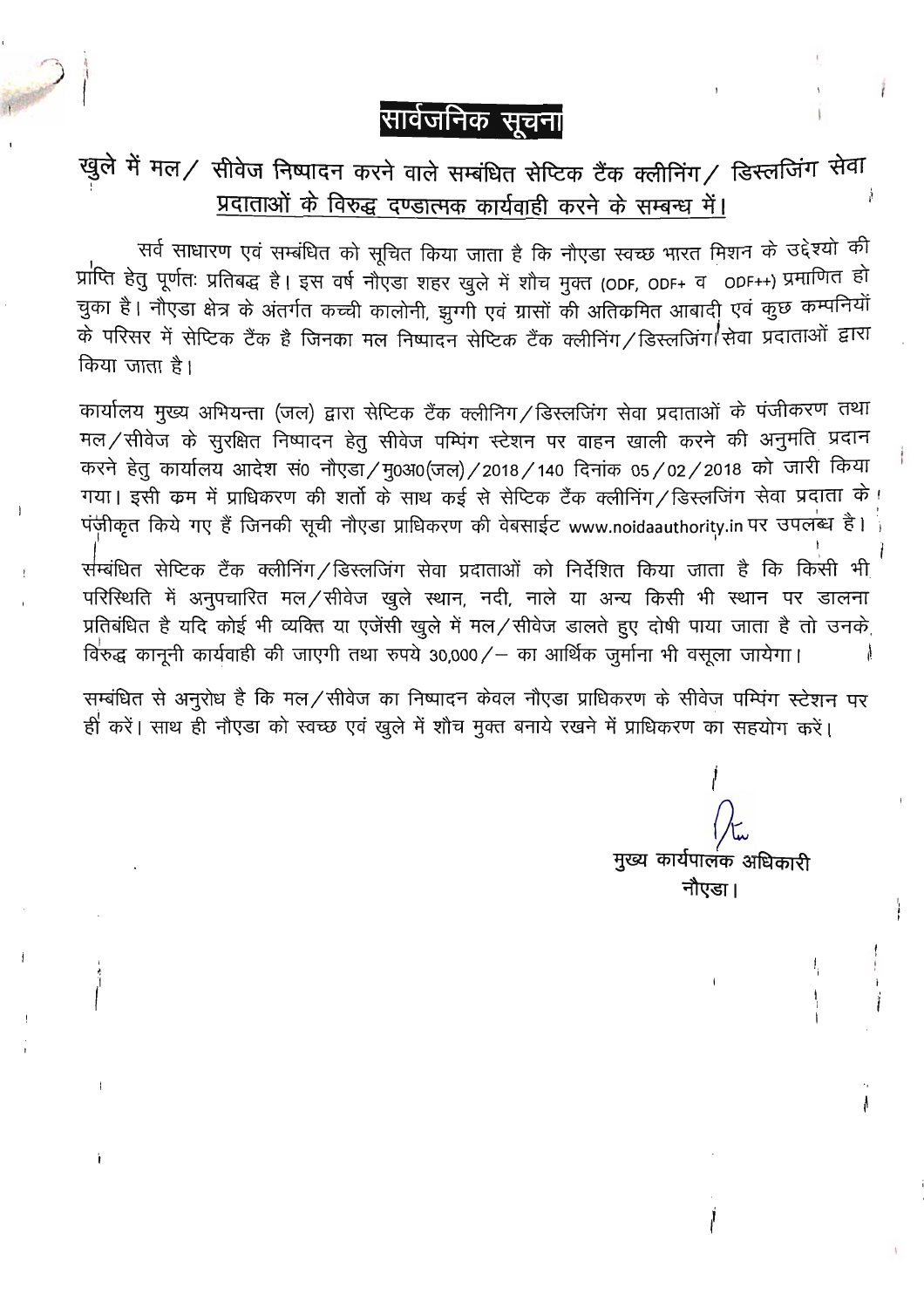# सार्वजनिक सूचना

## खुले में मल/ सीवेज निष्पादन करने वाले सम्बंधित सेप्टिक टैंक क्लीनिंग/ डिस्लजिंग सेवा प्रदाताओं के विरुद्ध दण्डात्मक कार्यवाही करने के सम्बन्ध में।

सर्व साधारण एवं सम्बंधित को सूचित किया जाता है कि नौएडा स्वच्छ भारत मिशन के उद्देश्यो की प्राप्ति हेतु पूर्णतः प्रतिबद्ध है। इस वर्ष नौएडा शहर खुले में शौच मुक्त (ODF, ODF+ व ODF++) प्रमाणित हो चुका है। नौएडा क्षेत्र के अंतर्गत कच्ची कालोनी, झुग्गी एवं ग्रासों की अतिकमित आबादी एवं कुछ कम्पनियों के परिसर में सेप्टिक टैंक है जिनका मल निष्पादन सेप्टिक टैंक क्लीनिंग/डिस्लजिंग सेवा प्रदाताओं द्वारा किया जाता है।

कार्यालय मुख्य अभियन्ता (जल) द्वारा सेप्टिक टैंक क्लीनिग/डिस्लजिंग सेवा प्रदाताओं के पंजीकरण तथा मल/सीवेज के सुरक्षित निष्पादन हेतु सीवेज पम्पिंग स्टेशन पर वाहन खाली करने की अनुमति प्रदान करने हेतु कार्यालय आदेश सं0 नौएडा/मु0अ0(जल)/2018/140 दिनांक 05/02/2018 को जारी किया गया। इसी कम में प्राधिकरण की शर्तो के साथ कई से सेप्टिक टैंक क्लीनिंग/डिस्लजिंग सेवा प्रदाता के पंजीकृत किये गए हैं जिनकी सूची नौएडा प्राधिकरण की वेबसाईट www.noidaauthority.in पर उपलब्ध है।

सम्बंधित सेप्टिक टैंक क्लीनिंग/डिस्लजिंग सेवा प्रदाताओं को निर्देशित किया जाता है कि किसी भी परिस्थिति में अनुपचारित मल/सीवेज खुले स्थान, नदी, नाले या अन्य किसी भी स्थान पर डालना प्रतिबंधित है यदि कोई भी व्यक्ति या एजेंसी खुले में मल/सीवेज डालते हुए दोषी पाया जाता है तो उनके विरुद्ध कानूनी कार्यवाही की जाएगी तथा रुपये 30,000/– का आर्थिक जुर्माना भी वसूला जायेगा।

सम्बंधित से अनुरोध है कि मल/सीवेज का निष्पादन केवल नौएडा प्राधिकरण के सीवेज पम्पिंग स्टेशन पर ही करें। साथ ही नौएडा को स्वच्छ एवं खुले में शौच मुक्त बनाये रखने में प्राधिकरण का सहयोग करें।

मुख्य कार्यपालक अधिकारी
नौएडा।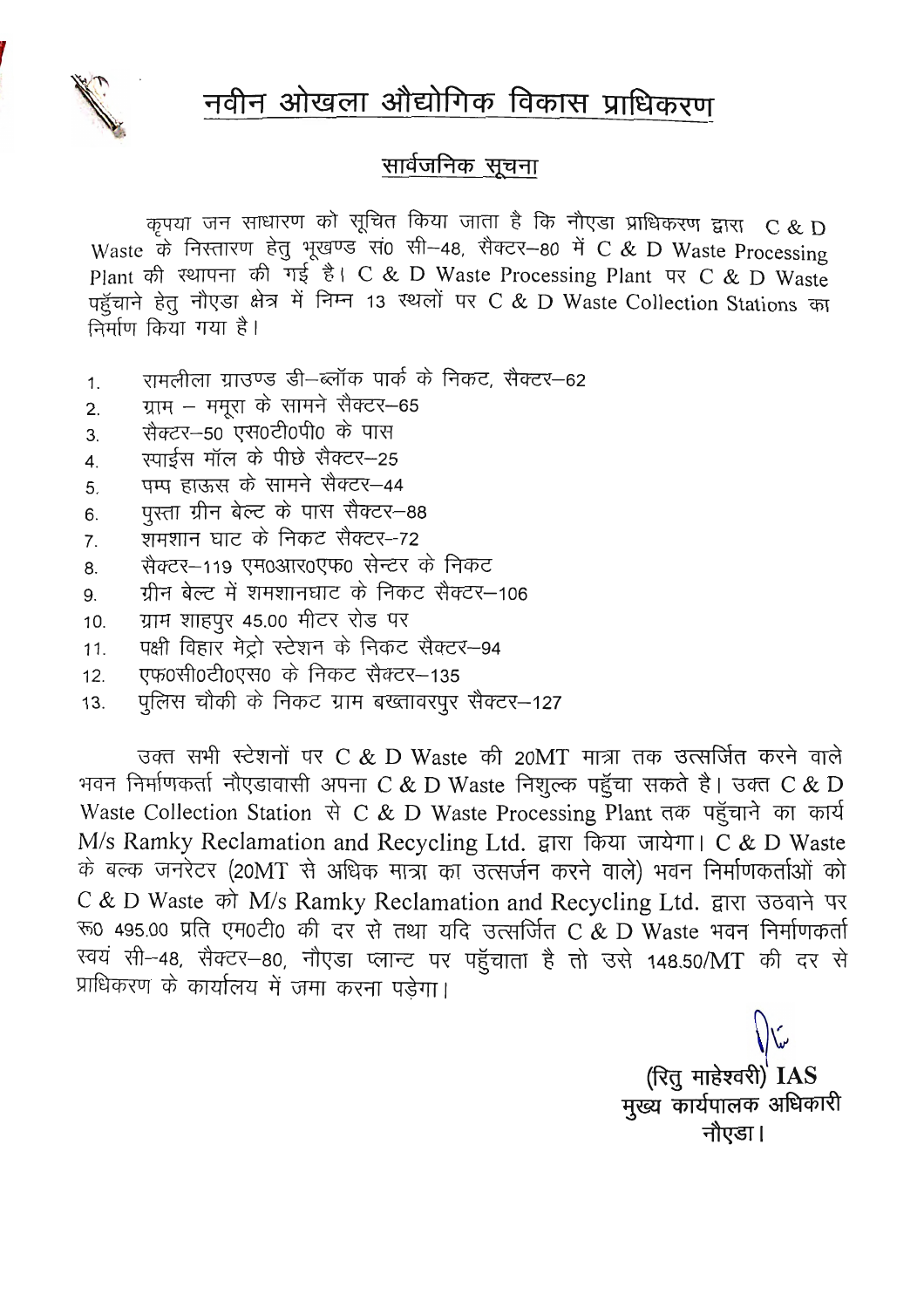# नवीन ओखला औद्योगिक विकास प्राधिकरण

## सार्वजनिक सूचना

कृपया जन साधारण को सूचित किया जाता है कि नौएडा प्राधिकरण द्वारा C & D Waste के निस्तारण हेतु भूखण्ड सं0 सी–48, सैक्टर–80 में C & D Waste Processing Plant की स्थापना की गई है। C & D Waste Processing Plant पर C & D Waste पहुँचाने हेतु नौएडा क्षेत्र में निम्न 13 स्थलों पर C & D Waste Collection Stations का निर्माण किया गया है।

1. रामलीला ग्राउण्ड डी–ब्लॉक पार्क के निकट, सैक्टर–62
2. ग्राम – ममूरा के सामने सैक्टर–65
3. सैक्टर–50 एस0टी0पी0 के पास
4. स्पाईस मॉल के पीछे सैक्टर–25
5. पम्प हाऊस के सामने सैक्टर–44
6. पुस्ता ग्रीन बेल्ट के पास सैक्टर–88
7. शमशान घाट के निकट सैक्टर–72
8. सैक्टर–119 एम0आर0एफ0 सेन्टर के निकट
9. ग्रीन बेल्ट में शमशानघाट के निकट सैक्टर–106
10. ग्राम शाहपुर 45.00 मीटर रोड पर
11. पक्षी विहार मेट्रो स्टेशन के निकट सैक्टर–94
12. एफ0सी0टी0एस0 के निकट सैक्टर–135
13. पुलिस चौकी के निकट ग्राम बख्तावरपुर सैक्टर–127

उक्त सभी स्टेशनों पर C & D Waste की 20MT मात्रा तक उत्सर्जित करने वाले भवन निर्माणकर्ता नौएडावासी अपना C & D Waste निशुल्क पहुँचा सकते है। उक्त C & D Waste Collection Station से C & D Waste Processing Plant तक पहुँचाने का कार्य M/s Ramky Reclamation and Recycling Ltd. द्वारा किया जायेगा। C & D Waste के बल्क जनरेटर (20MT से अधिक मात्रा का उत्सर्जन करने वाले) भवन निर्माणकर्ताओं को C & D Waste को M/s Ramky Reclamation and Recycling Ltd. द्वारा उठवाने पर रू0 495.00 प्रति एम0टी0 की दर से तथा यदि उत्सर्जित C & D Waste भवन निर्माणकर्ता स्वयं सी–48, सैक्टर–80, नौएडा प्लान्ट पर पहुँचाता है तो उसे 148.50/MT की दर से प्राधिकरण के कार्यालय में जमा करना पड़ेगा।

(रितु माहेश्वरी) IAS  
मुख्य कार्यपालक अधिकारी  
नौएडा।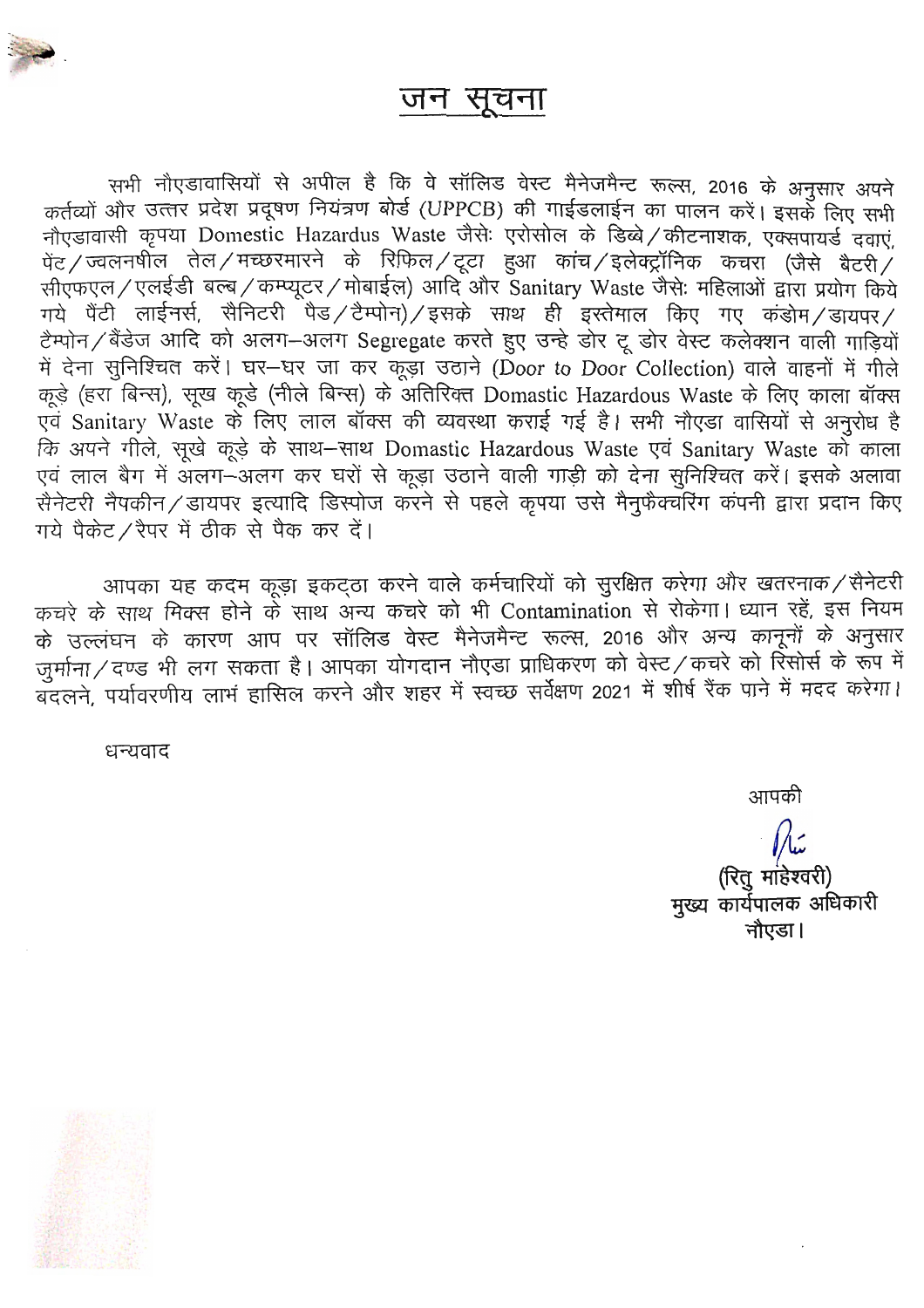# जन सूचना

सभी नौएडावासियों से अपील है कि वे सॉलिड वेस्ट मैनेजमैन्ट रूल्स, 2016 के अनुसार अपने कर्तव्यों और उत्तर प्रदेश प्रदूषण नियंत्रण बोर्ड (*UPPCB*) की गाईडलाईन का पालन करें। इसके लिए सभी नौएडावासी कृपया Domestic Hazardus Waste जैसेः एरोसोल के डिब्बे/कीटनाशक, एक्सपायर्ड दवाएं, पेंट/ज्वलनषील तेल/मच्छरमारने के रिफिल/टूटा हुआ कांच/इलेक्ट्रॉनिक कचरा (जैसे बैटरी/सीएफएल/एलईडी बल्ब/कम्प्यूटर/मोबाईल) आदि और Sanitary Waste जैसेः महिलाओं द्वारा प्रयोग किये गये पैंटी लाईनर्स, सैनिटरी पैड/टैम्पोन)/इसके साथ ही इस्तेमाल किए गए कंडोम/डायपर/टैम्पोन/बैंडेज आदि को अलग–अलग Segregate करते हुए उन्हे डोर टू डोर वेस्ट कलेक्शन वाली गाड़ियों में देना सुनिश्चित करें। घर–घर जा कर कूड़ा उठाने (*Door to Door Collection*) वाले वाहनों में गीले कूड़े (हरा बिन्स), सूख कूडे (नीले बिन्स) के अतिरिक्त Domastic Hazardous Waste के लिए काला बॉक्स एवं Sanitary Waste के लिए लाल बॉक्स की व्यवस्था कराई गई है। सभी नौएडा वासियों से अनुरोध है कि अपने गीले, सूखे कूड़े के साथ–साथ Domastic Hazardous Waste एवं Sanitary Waste को काला एवं लाल बैग में अलग–अलग कर घरों से कूड़ा उठाने वाली गाड़ी को देना सुनिश्चित करें। इसके अलावा सैनेटरी नैपकीन/डायपर इत्यादि डिस्पोज करने से पहले कृपया उसे मैनुफैक्चरिंग कंपनी द्वारा प्रदान किए गये पैकेट/रैपर में ठीक से पैक कर दें।

आपका यह कदम कूड़ा इकट्ठा करने वाले कर्मचारियों को सुरक्षित करेगा और खतरनाक/सैनेटरी कचरे के साथ मिक्स होने के साथ अन्य कचरे को भी Contamination से रोकेगा। ध्यान रहें, इस नियम के उल्लंघन के कारण आप पर सॉलिड वेस्ट मैनेजमैन्ट रूल्स, 2016 और अन्य कानूनों के अनुसार जुर्माना/दण्ड भी लग सकता है। आपका योगदान नौएडा प्राधिकरण को वेस्ट/कचरे को रिसोर्स के रूप में बदलने, पर्यावरणीय लाभं हासिल करने और शहर में स्वच्छ सर्वेक्षण 2021 में शीर्ष रैंक पाने में मदद करेगा।

धन्यवाद

आपकी

(रितु माहेश्वरी)
मुख्य कार्यपालक अधिकारी
नौएडा।